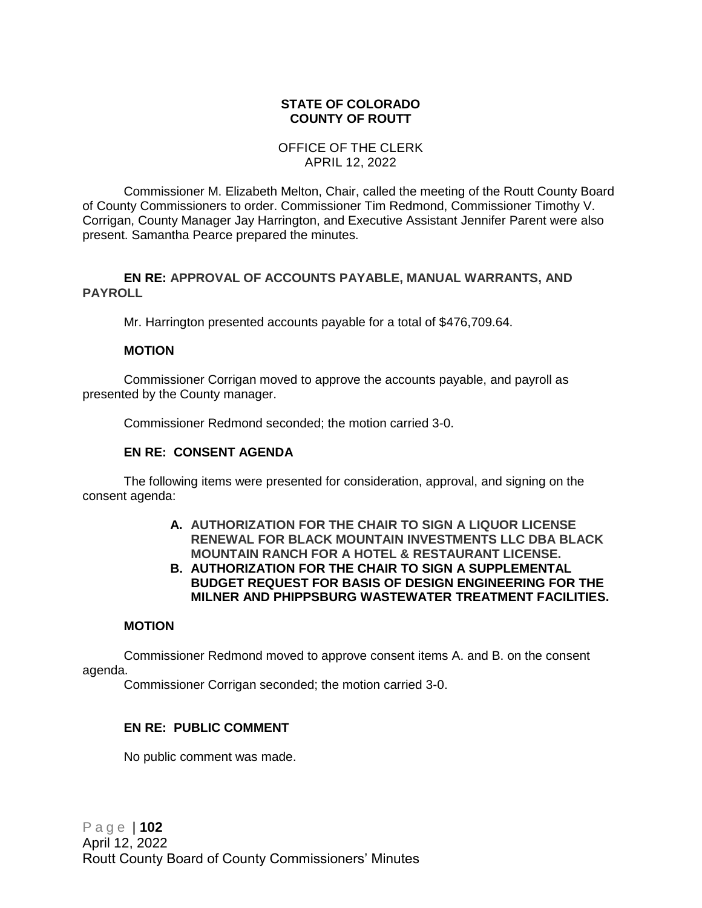**STATE OF COLORADO**
**COUNTY OF ROUTT**

OFFICE OF THE CLERK
APRIL 12, 2022

Commissioner M. Elizabeth Melton, Chair, called the meeting of the Routt County Board of County Commissioners to order. Commissioner Tim Redmond, Commissioner Timothy V. Corrigan, County Manager Jay Harrington, and Executive Assistant Jennifer Parent were also present. Samantha Pearce prepared the minutes.

**EN RE: APPROVAL OF ACCOUNTS PAYABLE, MANUAL WARRANTS, AND PAYROLL**

Mr. Harrington presented accounts payable for a total of $476,709.64.

**MOTION**

Commissioner Corrigan moved to approve the accounts payable, and payroll as presented by the County manager.

Commissioner Redmond seconded; the motion carried 3-0.

**EN RE: CONSENT AGENDA**

The following items were presented for consideration, approval, and signing on the consent agenda:

**A. AUTHORIZATION FOR THE CHAIR TO SIGN A LIQUOR LICENSE RENEWAL FOR BLACK MOUNTAIN INVESTMENTS LLC DBA BLACK MOUNTAIN RANCH FOR A HOTEL & RESTAURANT LICENSE.**

**B. AUTHORIZATION FOR THE CHAIR TO SIGN A SUPPLEMENTAL BUDGET REQUEST FOR BASIS OF DESIGN ENGINEERING FOR THE MILNER AND PHIPPSBURG WASTEWATER TREATMENT FACILITIES.**

**MOTION**

Commissioner Redmond moved to approve consent items A. and B. on the consent agenda.

Commissioner Corrigan seconded; the motion carried 3-0.

**EN RE: PUBLIC COMMENT**

No public comment was made.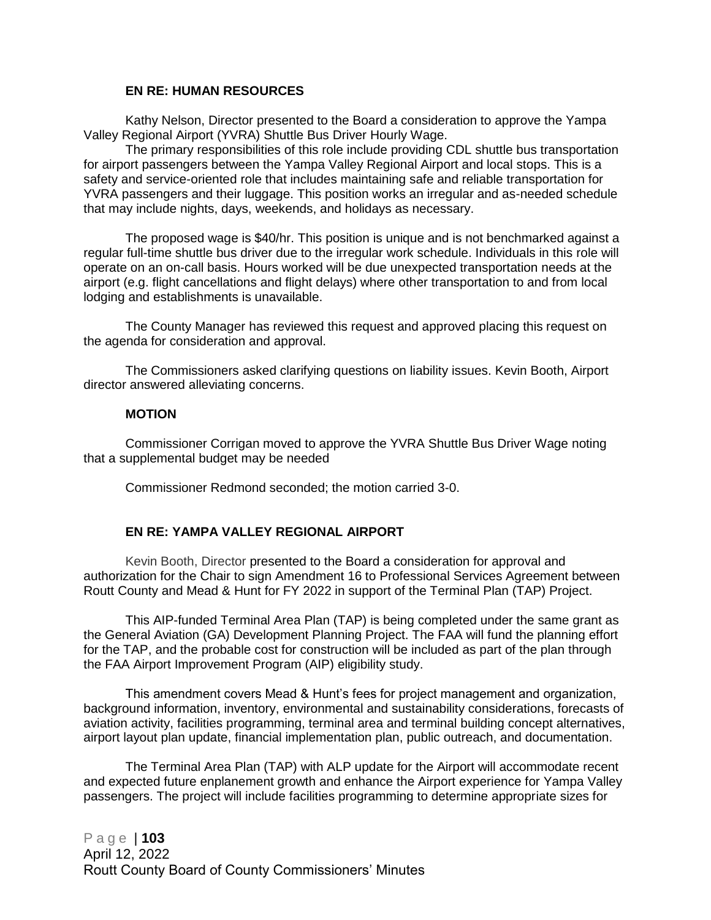**EN RE: HUMAN RESOURCES**

Kathy Nelson, Director presented to the Board a consideration to approve the Yampa Valley Regional Airport (YVRA) Shuttle Bus Driver Hourly Wage.

The primary responsibilities of this role include providing CDL shuttle bus transportation for airport passengers between the Yampa Valley Regional Airport and local stops. This is a safety and service-oriented role that includes maintaining safe and reliable transportation for YVRA passengers and their luggage. This position works an irregular and as-needed schedule that may include nights, days, weekends, and holidays as necessary.

The proposed wage is $40/hr. This position is unique and is not benchmarked against a regular full-time shuttle bus driver due to the irregular work schedule. Individuals in this role will operate on an on-call basis. Hours worked will be due unexpected transportation needs at the airport (e.g. flight cancellations and flight delays) where other transportation to and from local lodging and establishments is unavailable.

The County Manager has reviewed this request and approved placing this request on the agenda for consideration and approval.

The Commissioners asked clarifying questions on liability issues. Kevin Booth, Airport director answered alleviating concerns.

**MOTION**

Commissioner Corrigan moved to approve the YVRA Shuttle Bus Driver Wage noting that a supplemental budget may be needed

Commissioner Redmond seconded; the motion carried 3-0.

**EN RE: YAMPA VALLEY REGIONAL AIRPORT**

Kevin Booth, Director presented to the Board a consideration for approval and authorization for the Chair to sign Amendment 16 to Professional Services Agreement between Routt County and Mead & Hunt for FY 2022 in support of the Terminal Plan (TAP) Project.

This AIP-funded Terminal Area Plan (TAP) is being completed under the same grant as the General Aviation (GA) Development Planning Project. The FAA will fund the planning effort for the TAP, and the probable cost for construction will be included as part of the plan through the FAA Airport Improvement Program (AIP) eligibility study.

This amendment covers Mead & Hunt's fees for project management and organization, background information, inventory, environmental and sustainability considerations, forecasts of aviation activity, facilities programming, terminal area and terminal building concept alternatives, airport layout plan update, financial implementation plan, public outreach, and documentation.

The Terminal Area Plan (TAP) with ALP update for the Airport will accommodate recent and expected future enplanement growth and enhance the Airport experience for Yampa Valley passengers. The project will include facilities programming to determine appropriate sizes for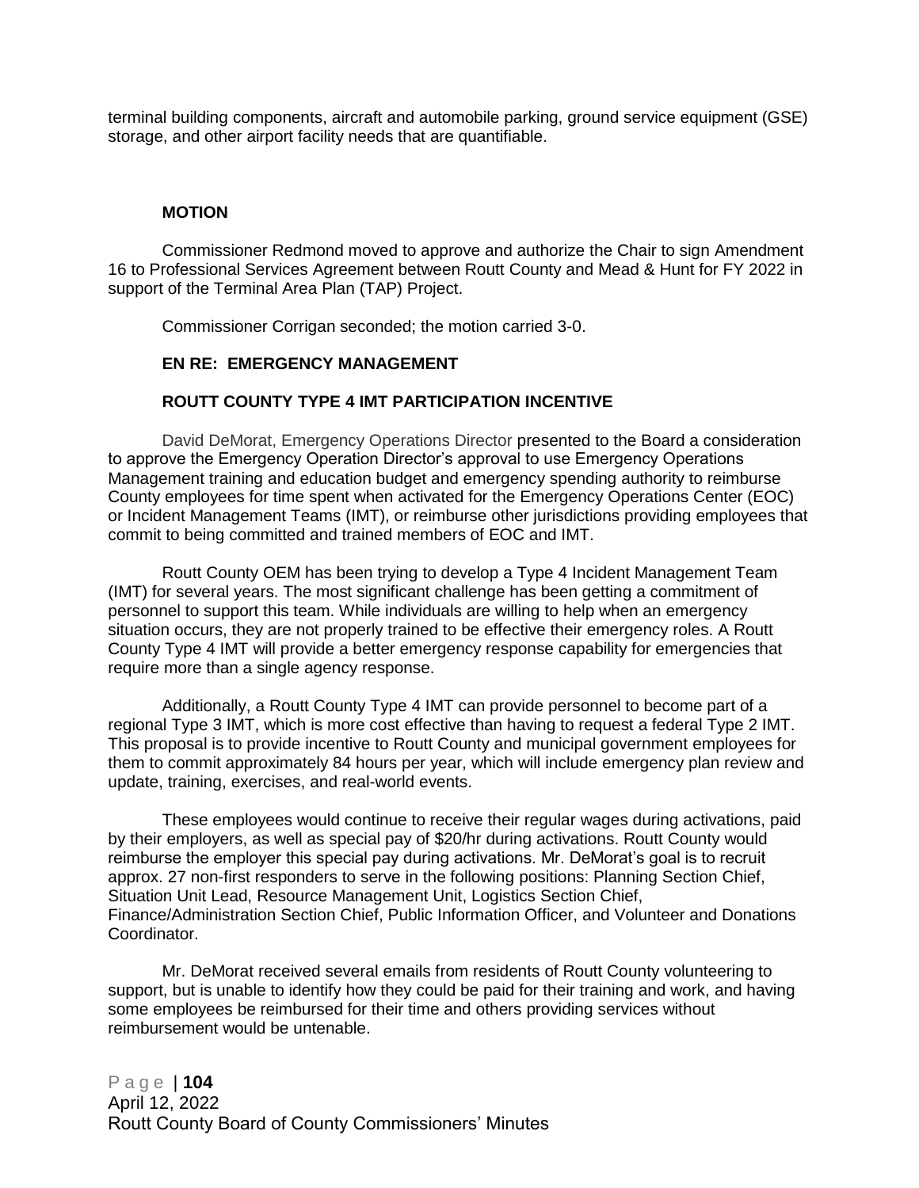terminal building components, aircraft and automobile parking, ground service equipment (GSE) storage, and other airport facility needs that are quantifiable.

**MOTION**

Commissioner Redmond moved to approve and authorize the Chair to sign Amendment 16 to Professional Services Agreement between Routt County and Mead & Hunt for FY 2022 in support of the Terminal Area Plan (TAP) Project.

Commissioner Corrigan seconded; the motion carried 3-0.

**EN RE: EMERGENCY MANAGEMENT**

**ROUTT COUNTY TYPE 4 IMT PARTICIPATION INCENTIVE**

David DeMorat, Emergency Operations Director presented to the Board a consideration to approve the Emergency Operation Director's approval to use Emergency Operations Management training and education budget and emergency spending authority to reimburse County employees for time spent when activated for the Emergency Operations Center (EOC) or Incident Management Teams (IMT), or reimburse other jurisdictions providing employees that commit to being committed and trained members of EOC and IMT.

Routt County OEM has been trying to develop a Type 4 Incident Management Team (IMT) for several years. The most significant challenge has been getting a commitment of personnel to support this team. While individuals are willing to help when an emergency situation occurs, they are not properly trained to be effective their emergency roles. A Routt County Type 4 IMT will provide a better emergency response capability for emergencies that require more than a single agency response.

Additionally, a Routt County Type 4 IMT can provide personnel to become part of a regional Type 3 IMT, which is more cost effective than having to request a federal Type 2 IMT. This proposal is to provide incentive to Routt County and municipal government employees for them to commit approximately 84 hours per year, which will include emergency plan review and update, training, exercises, and real-world events.

These employees would continue to receive their regular wages during activations, paid by their employers, as well as special pay of $20/hr during activations. Routt County would reimburse the employer this special pay during activations. Mr. DeMorat's goal is to recruit approx. 27 non-first responders to serve in the following positions: Planning Section Chief, Situation Unit Lead, Resource Management Unit, Logistics Section Chief, Finance/Administration Section Chief, Public Information Officer, and Volunteer and Donations Coordinator.

Mr. DeMorat received several emails from residents of Routt County volunteering to support, but is unable to identify how they could be paid for their training and work, and having some employees be reimbursed for their time and others providing services without reimbursement would be untenable.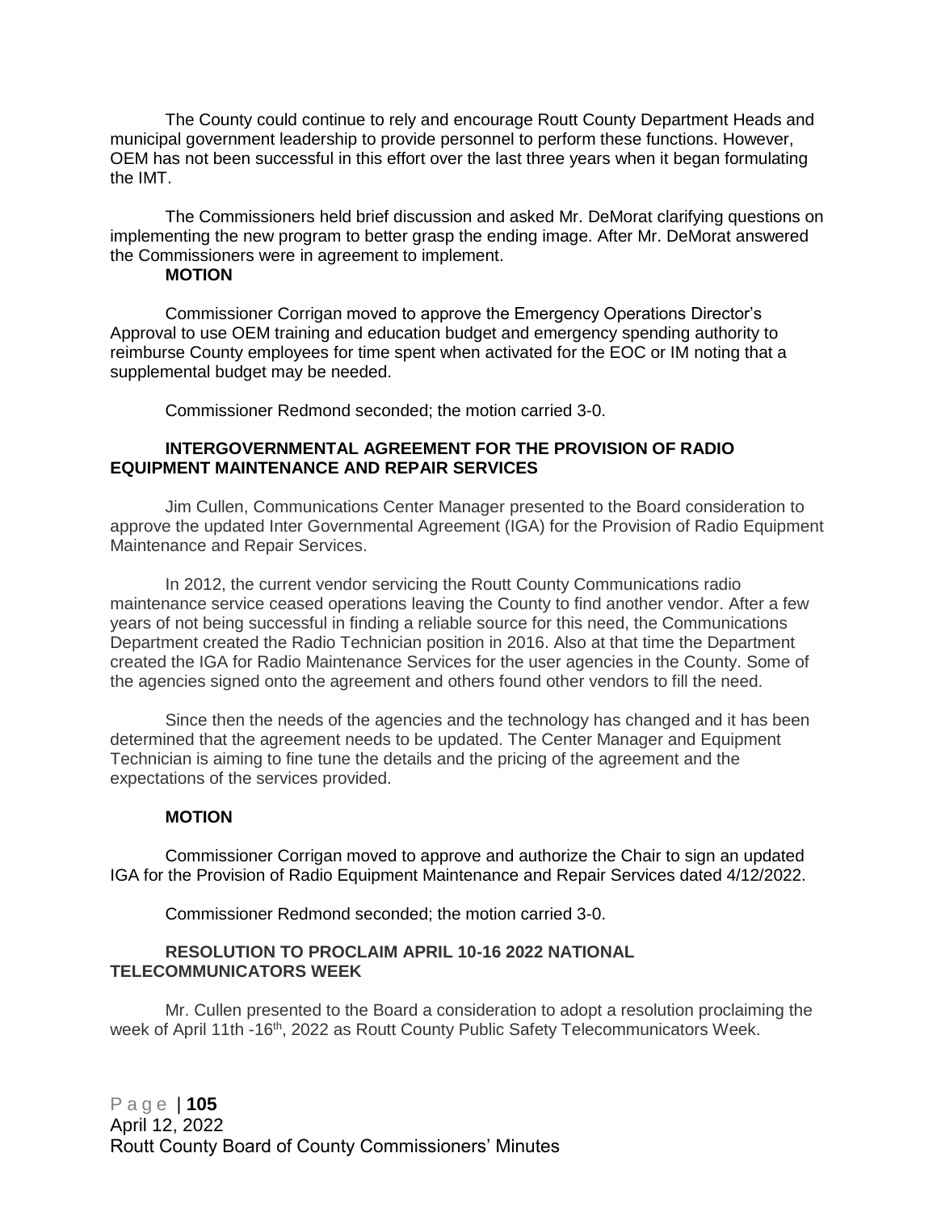The County could continue to rely and encourage Routt County Department Heads and municipal government leadership to provide personnel to perform these functions. However, OEM has not been successful in this effort over the last three years when it began formulating the IMT.

The Commissioners held brief discussion and asked Mr. DeMorat clarifying questions on implementing the new program to better grasp the ending image. After Mr. DeMorat answered the Commissioners were in agreement to implement.

**MOTION**

Commissioner Corrigan moved to approve the Emergency Operations Director's Approval to use OEM training and education budget and emergency spending authority to reimburse County employees for time spent when activated for the EOC or IM noting that a supplemental budget may be needed.

Commissioner Redmond seconded; the motion carried 3-0.

**INTERGOVERNMENTAL AGREEMENT FOR THE PROVISION OF RADIO EQUIPMENT MAINTENANCE AND REPAIR SERVICES**

Jim Cullen, Communications Center Manager presented to the Board consideration to approve the updated Inter Governmental Agreement (IGA) for the Provision of Radio Equipment Maintenance and Repair Services.

In 2012, the current vendor servicing the Routt County Communications radio maintenance service ceased operations leaving the County to find another vendor. After a few years of not being successful in finding a reliable source for this need, the Communications Department created the Radio Technician position in 2016. Also at that time the Department created the IGA for Radio Maintenance Services for the user agencies in the County. Some of the agencies signed onto the agreement and others found other vendors to fill the need.

Since then the needs of the agencies and the technology has changed and it has been determined that the agreement needs to be updated. The Center Manager and Equipment Technician is aiming to fine tune the details and the pricing of the agreement and the expectations of the services provided.

**MOTION**

Commissioner Corrigan moved to approve and authorize the Chair to sign an updated IGA for the Provision of Radio Equipment Maintenance and Repair Services dated 4/12/2022.

Commissioner Redmond seconded; the motion carried 3-0.

**RESOLUTION TO PROCLAIM APRIL 10-16 2022 NATIONAL TELECOMMUNICATORS WEEK**

Mr. Cullen presented to the Board a consideration to adopt a resolution proclaiming the week of April 11th -16th, 2022 as Routt County Public Safety Telecommunicators Week.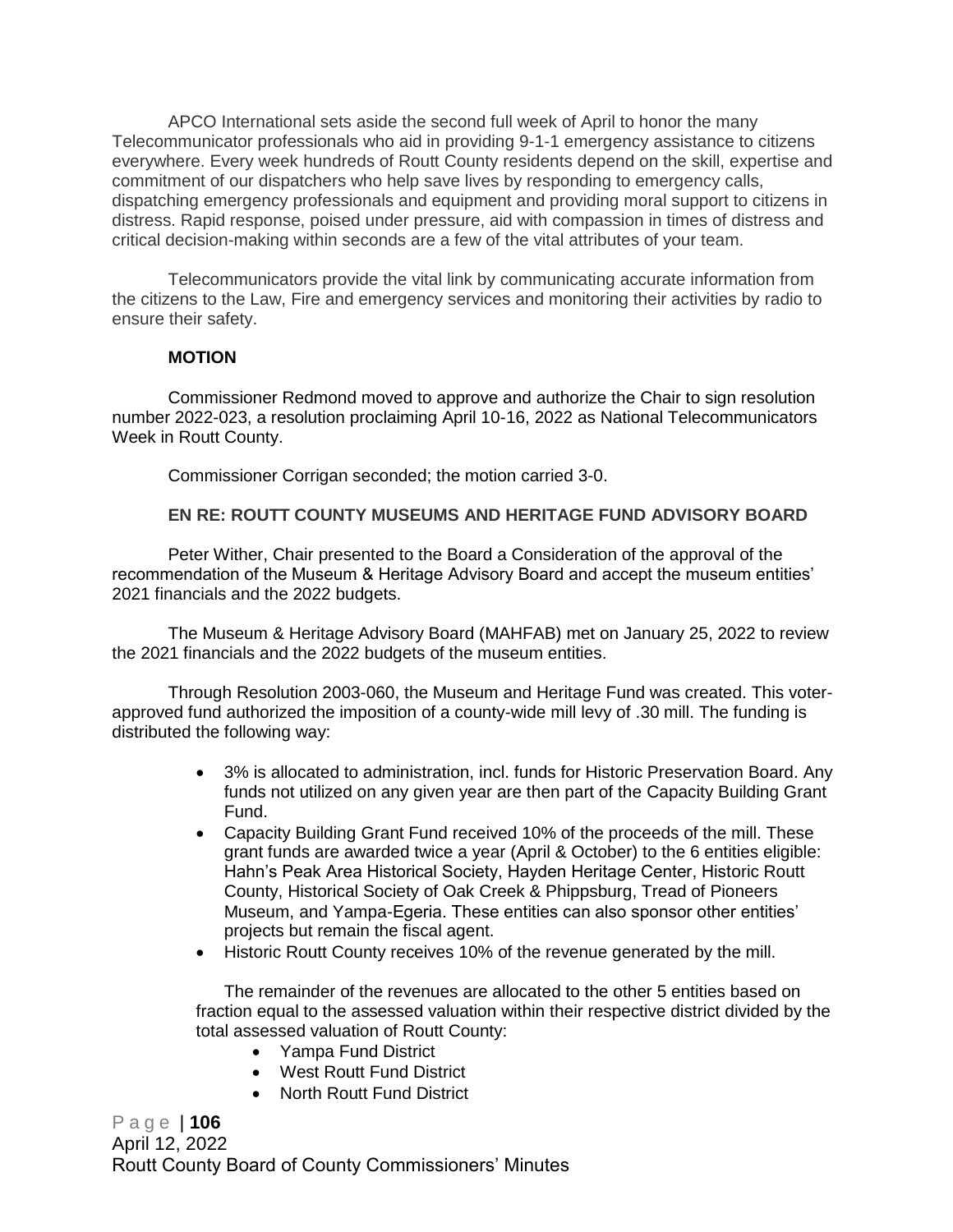APCO International sets aside the second full week of April to honor the many Telecommunicator professionals who aid in providing 9-1-1 emergency assistance to citizens everywhere. Every week hundreds of Routt County residents depend on the skill, expertise and commitment of our dispatchers who help save lives by responding to emergency calls, dispatching emergency professionals and equipment and providing moral support to citizens in distress. Rapid response, poised under pressure, aid with compassion in times of distress and critical decision-making within seconds are a few of the vital attributes of your team.

Telecommunicators provide the vital link by communicating accurate information from the citizens to the Law, Fire and emergency services and monitoring their activities by radio to ensure their safety.

**MOTION**

Commissioner Redmond moved to approve and authorize the Chair to sign resolution number 2022-023, a resolution proclaiming April 10-16, 2022 as National Telecommunicators Week in Routt County.

Commissioner Corrigan seconded; the motion carried 3-0.

**EN RE: ROUTT COUNTY MUSEUMS AND HERITAGE FUND ADVISORY BOARD**

Peter Wither, Chair presented to the Board a Consideration of the approval of the recommendation of the Museum & Heritage Advisory Board and accept the museum entities' 2021 financials and the 2022 budgets.

The Museum & Heritage Advisory Board (MAHFAB) met on January 25, 2022 to review the 2021 financials and the 2022 budgets of the museum entities.

Through Resolution 2003-060, the Museum and Heritage Fund was created. This voter-approved fund authorized the imposition of a county-wide mill levy of .30 mill. The funding is distributed the following way:

- 3% is allocated to administration, incl. funds for Historic Preservation Board. Any funds not utilized on any given year are then part of the Capacity Building Grant Fund.
- Capacity Building Grant Fund received 10% of the proceeds of the mill. These grant funds are awarded twice a year (April & October) to the 6 entities eligible: Hahn's Peak Area Historical Society, Hayden Heritage Center, Historic Routt County, Historical Society of Oak Creek & Phippsburg, Tread of Pioneers Museum, and Yampa-Egeria. These entities can also sponsor other entities' projects but remain the fiscal agent.
- Historic Routt County receives 10% of the revenue generated by the mill.

The remainder of the revenues are allocated to the other 5 entities based on fraction equal to the assessed valuation within their respective district divided by the total assessed valuation of Routt County:

- Yampa Fund District
- West Routt Fund District
- North Routt Fund District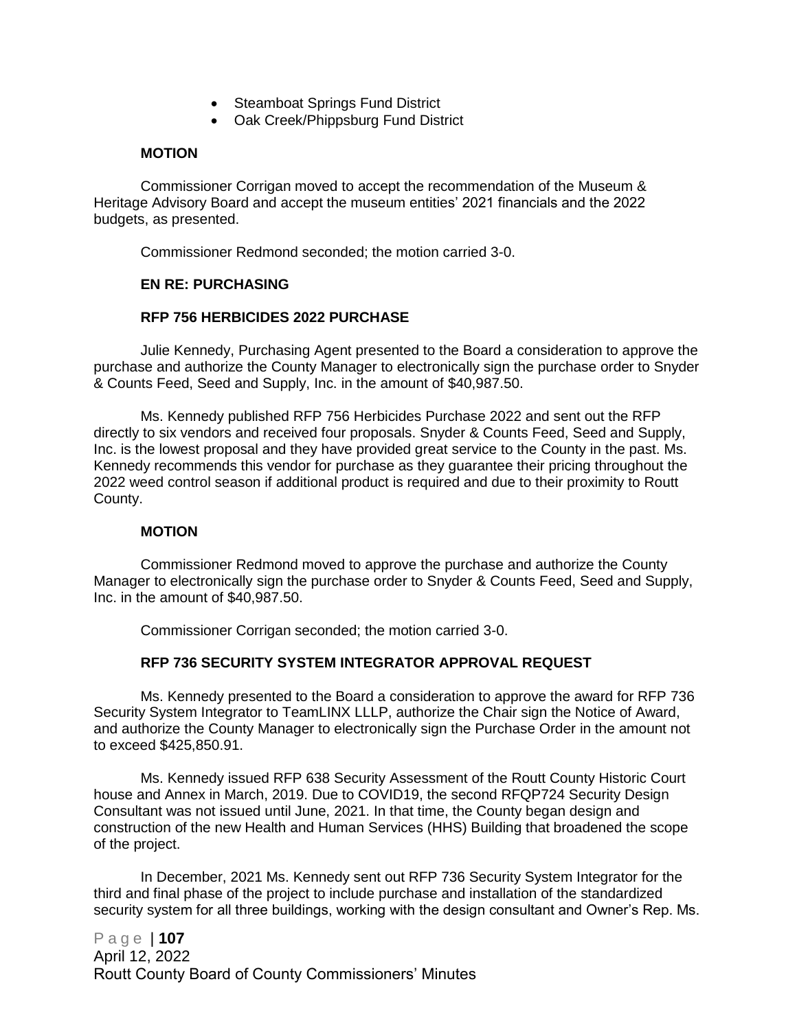- Steamboat Springs Fund District
- Oak Creek/Phippsburg Fund District

**MOTION**

Commissioner Corrigan moved to accept the recommendation of the Museum & Heritage Advisory Board and accept the museum entities' 2021 financials and the 2022 budgets, as presented.

Commissioner Redmond seconded; the motion carried 3-0.

**EN RE: PURCHASING**

**RFP 756 HERBICIDES 2022 PURCHASE**

Julie Kennedy, Purchasing Agent presented to the Board a consideration to approve the purchase and authorize the County Manager to electronically sign the purchase order to Snyder & Counts Feed, Seed and Supply, Inc. in the amount of $40,987.50.

Ms. Kennedy published RFP 756 Herbicides Purchase 2022 and sent out the RFP directly to six vendors and received four proposals. Snyder & Counts Feed, Seed and Supply, Inc. is the lowest proposal and they have provided great service to the County in the past. Ms. Kennedy recommends this vendor for purchase as they guarantee their pricing throughout the 2022 weed control season if additional product is required and due to their proximity to Routt County.

**MOTION**

Commissioner Redmond moved to approve the purchase and authorize the County Manager to electronically sign the purchase order to Snyder & Counts Feed, Seed and Supply, Inc. in the amount of $40,987.50.

Commissioner Corrigan seconded; the motion carried 3-0.

**RFP 736 SECURITY SYSTEM INTEGRATOR APPROVAL REQUEST**

Ms. Kennedy presented to the Board a consideration to approve the award for RFP 736 Security System Integrator to TeamLINX LLLP, authorize the Chair sign the Notice of Award, and authorize the County Manager to electronically sign the Purchase Order in the amount not to exceed $425,850.91.

Ms. Kennedy issued RFP 638 Security Assessment of the Routt County Historic Court house and Annex in March, 2019. Due to COVID19, the second RFQP724 Security Design Consultant was not issued until June, 2021. In that time, the County began design and construction of the new Health and Human Services (HHS) Building that broadened the scope of the project.

In December, 2021 Ms. Kennedy sent out RFP 736 Security System Integrator for the third and final phase of the project to include purchase and installation of the standardized security system for all three buildings, working with the design consultant and Owner's Rep. Ms.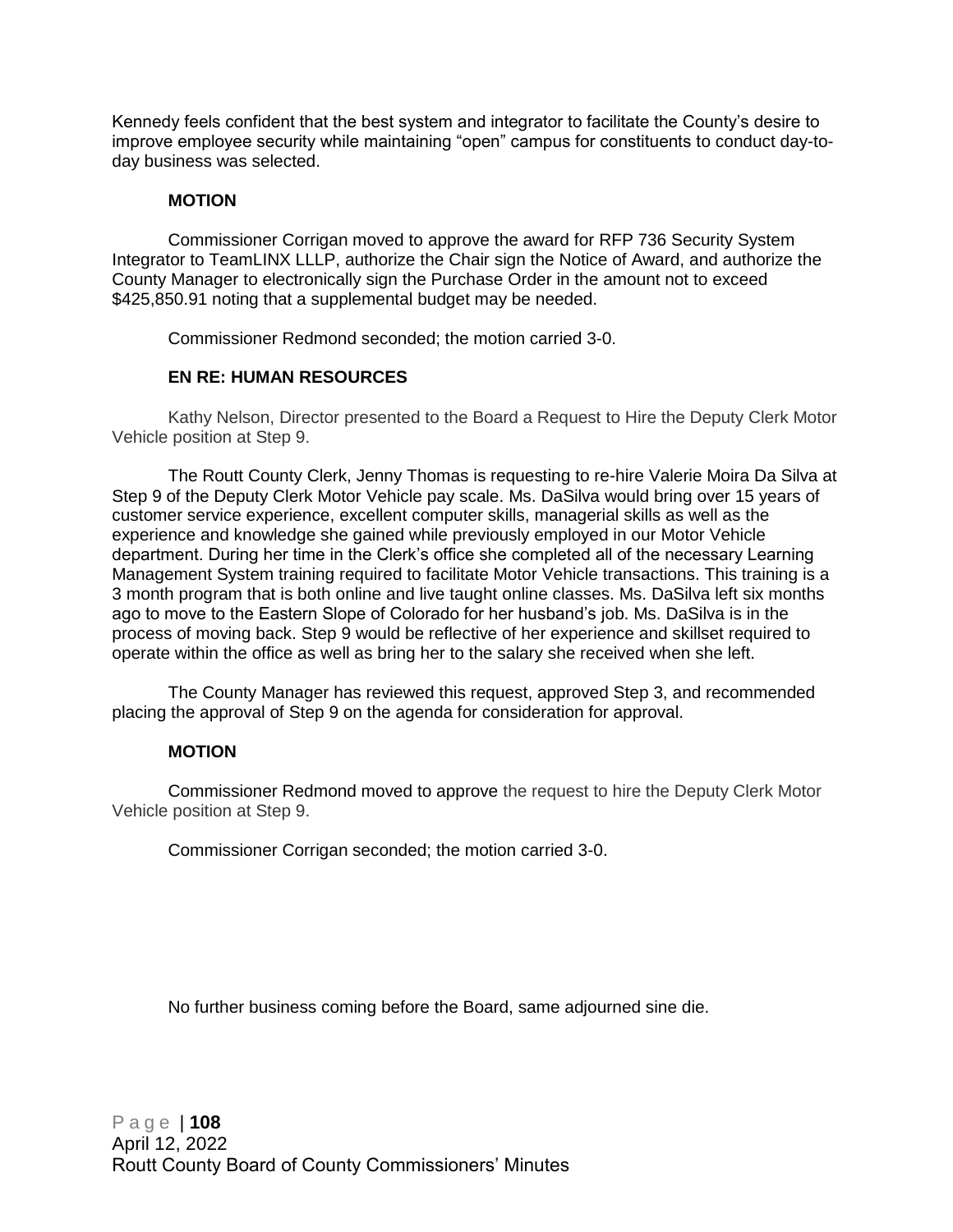Kennedy feels confident that the best system and integrator to facilitate the County's desire to improve employee security while maintaining "open" campus for constituents to conduct day-to-day business was selected.

**MOTION**

Commissioner Corrigan moved to approve the award for RFP 736 Security System Integrator to TeamLINX LLLP, authorize the Chair sign the Notice of Award, and authorize the County Manager to electronically sign the Purchase Order in the amount not to exceed $425,850.91 noting that a supplemental budget may be needed.

Commissioner Redmond seconded; the motion carried 3-0.

**EN RE: HUMAN RESOURCES**

Kathy Nelson, Director presented to the Board a Request to Hire the Deputy Clerk Motor Vehicle position at Step 9.

The Routt County Clerk, Jenny Thomas is requesting to re-hire Valerie Moira Da Silva at Step 9 of the Deputy Clerk Motor Vehicle pay scale. Ms. DaSilva would bring over 15 years of customer service experience, excellent computer skills, managerial skills as well as the experience and knowledge she gained while previously employed in our Motor Vehicle department. During her time in the Clerk's office she completed all of the necessary Learning Management System training required to facilitate Motor Vehicle transactions. This training is a 3 month program that is both online and live taught online classes. Ms. DaSilva left six months ago to move to the Eastern Slope of Colorado for her husband's job. Ms. DaSilva is in the process of moving back. Step 9 would be reflective of her experience and skillset required to operate within the office as well as bring her to the salary she received when she left.

The County Manager has reviewed this request, approved Step 3, and recommended placing the approval of Step 9 on the agenda for consideration for approval.

**MOTION**

Commissioner Redmond moved to approve the request to hire the Deputy Clerk Motor Vehicle position at Step 9.

Commissioner Corrigan seconded; the motion carried 3-0.

No further business coming before the Board, same adjourned sine die.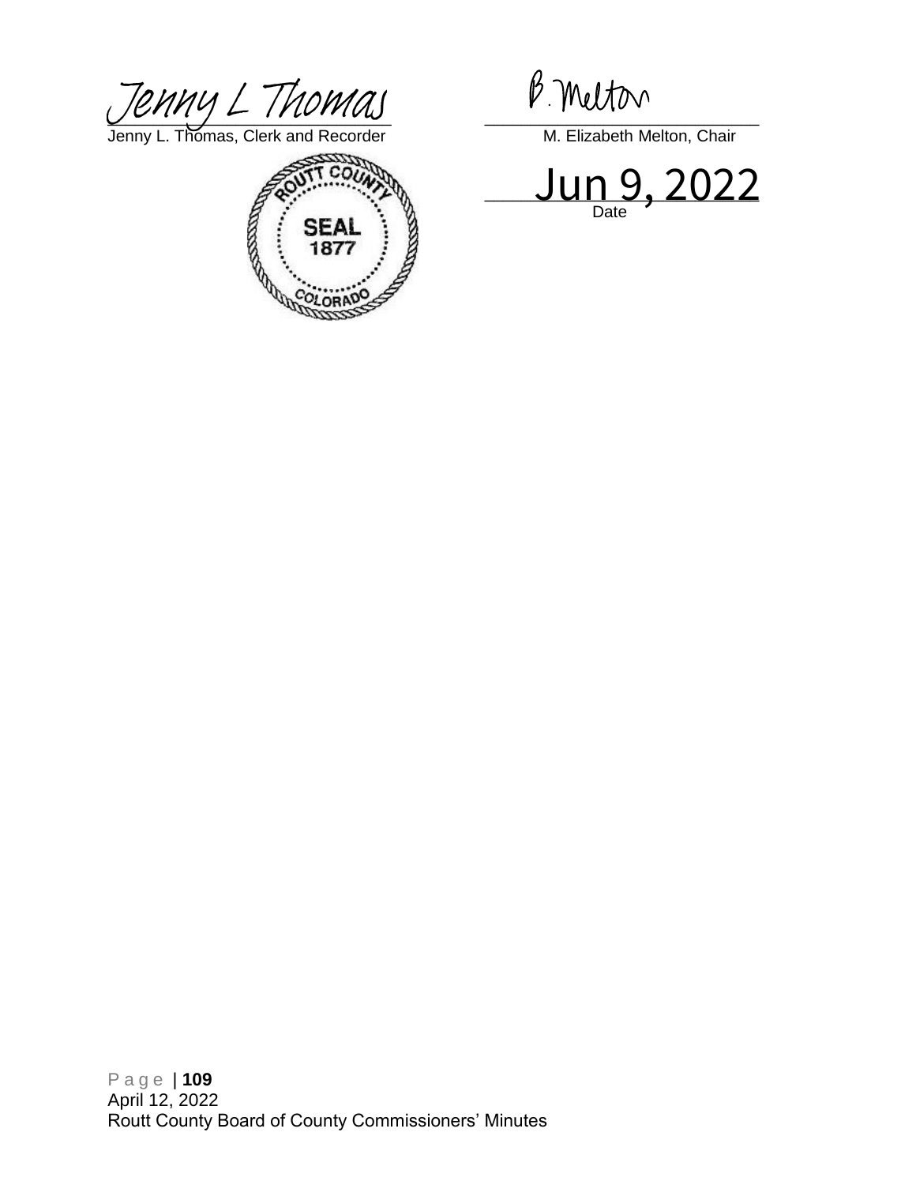Jenny L Thomas

Jenny L. Thomas, Clerk and Recorder

B. Melton

M. Elizabeth Melton, Chair

ROUTT COUNTY SEAL 1877 COLORADO

Jun 9, 2022

Date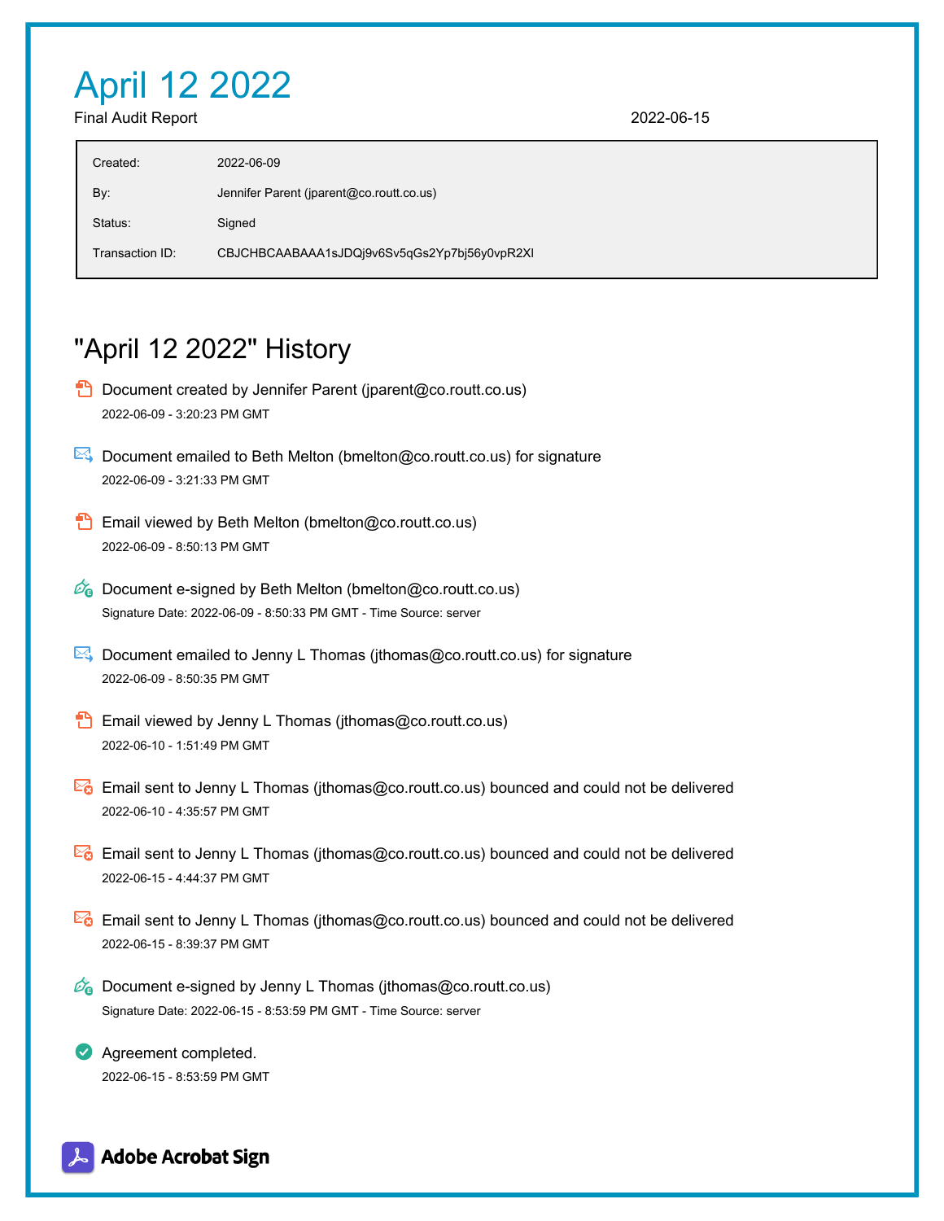# April 12 2022

Final Audit Report 2022-06-15

| | |
|---|---|
| Created: | 2022-06-09 |
| By: | Jennifer Parent (jparent@co.routt.co.us) |
| Status: | Signed |
| Transaction ID: | CBJCHBCAABAAA1sJDQj9v6Sv5qGs2Yp7bj56y0vpR2Xl |

## "April 12 2022" History

- Document created by Jennifer Parent (jparent@co.routt.co.us)
  2022-06-09 - 3:20:23 PM GMT

- Document emailed to Beth Melton (bmelton@co.routt.co.us) for signature
  2022-06-09 - 3:21:33 PM GMT

- Email viewed by Beth Melton (bmelton@co.routt.co.us)
  2022-06-09 - 8:50:13 PM GMT

- Document e-signed by Beth Melton (bmelton@co.routt.co.us)
  Signature Date: 2022-06-09 - 8:50:33 PM GMT - Time Source: server

- Document emailed to Jenny L Thomas (jthomas@co.routt.co.us) for signature
  2022-06-09 - 8:50:35 PM GMT

- Email viewed by Jenny L Thomas (jthomas@co.routt.co.us)
  2022-06-10 - 1:51:49 PM GMT

- Email sent to Jenny L Thomas (jthomas@co.routt.co.us) bounced and could not be delivered
  2022-06-10 - 4:35:57 PM GMT

- Email sent to Jenny L Thomas (jthomas@co.routt.co.us) bounced and could not be delivered
  2022-06-15 - 4:44:37 PM GMT

- Email sent to Jenny L Thomas (jthomas@co.routt.co.us) bounced and could not be delivered
  2022-06-15 - 8:39:37 PM GMT

- Document e-signed by Jenny L Thomas (jthomas@co.routt.co.us)
  Signature Date: 2022-06-15 - 8:53:59 PM GMT - Time Source: server

- Agreement completed.
  2022-06-15 - 8:53:59 PM GMT

Adobe Acrobat Sign